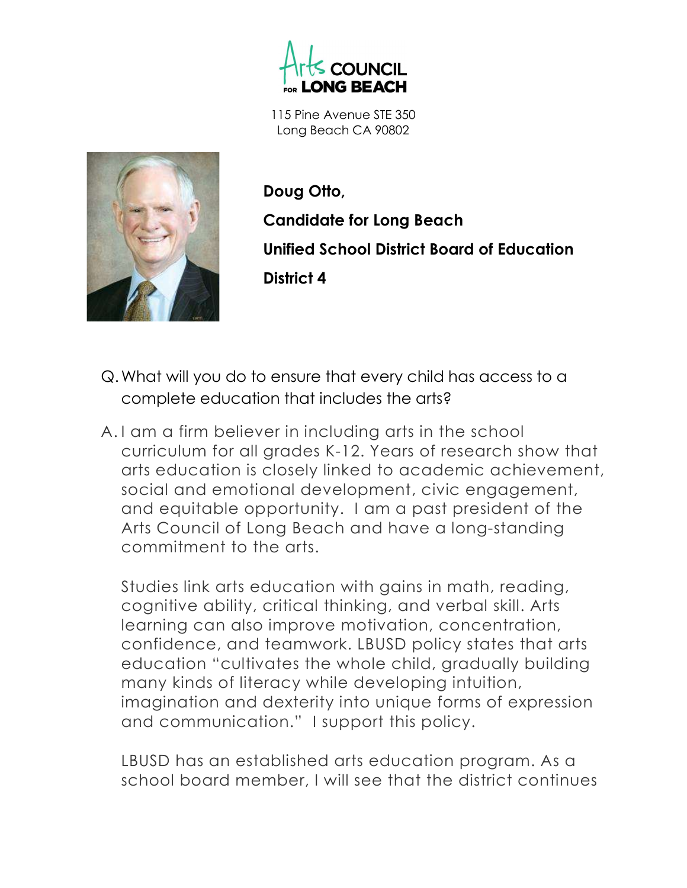Arts COUNCIL FOR LONG BEACH

115 Pine Avenue STE 350
Long Beach CA 90802

**Doug Otto,**

**Candidate for Long Beach**

**Unified School District Board of Education**

**District 4**

Q. What will you do to ensure that every child has access to a complete education that includes the arts?

A. I am a firm believer in including arts in the school curriculum for all grades K-12. Years of research show that arts education is closely linked to academic achievement, social and emotional development, civic engagement, and equitable opportunity. I am a past president of the Arts Council of Long Beach and have a long-standing commitment to the arts.

Studies link arts education with gains in math, reading, cognitive ability, critical thinking, and verbal skill. Arts learning can also improve motivation, concentration, confidence, and teamwork. LBUSD policy states that arts education "cultivates the whole child, gradually building many kinds of literacy while developing intuition, imagination and dexterity into unique forms of expression and communication." I support this policy.

LBUSD has an established arts education program. As a school board member, I will see that the district continues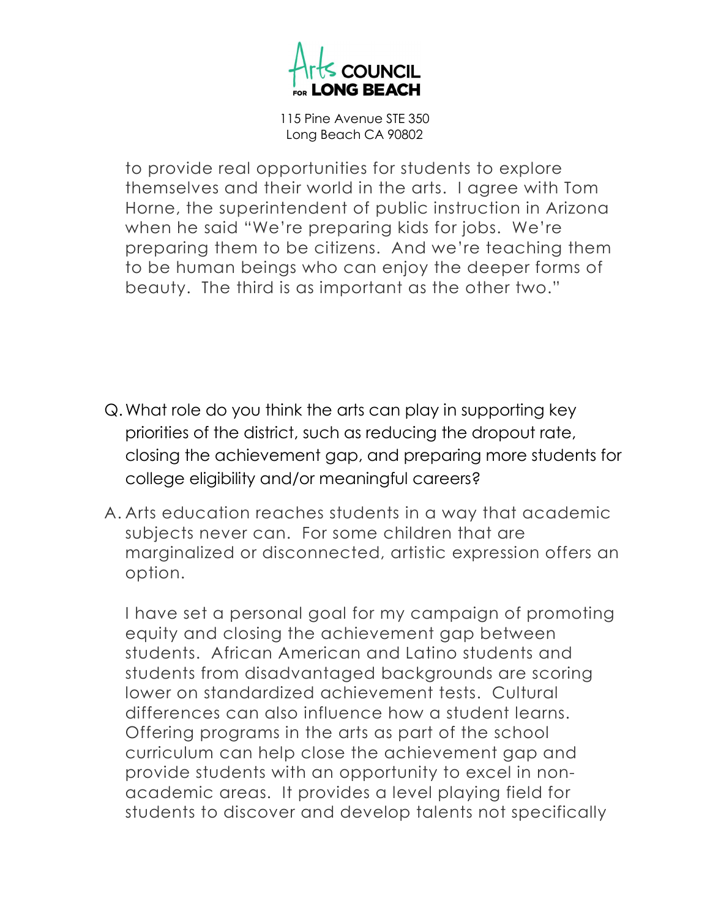to provide real opportunities for students to explore themselves and their world in the arts. I agree with Tom Horne, the superintendent of public instruction in Arizona when he said "We're preparing kids for jobs. We're preparing them to be citizens. And we're teaching them to be human beings who can enjoy the deeper forms of beauty. The third is as important as the other two."

Q. What role do you think the arts can play in supporting key priorities of the district, such as reducing the dropout rate, closing the achievement gap, and preparing more students for college eligibility and/or meaningful careers?

A. Arts education reaches students in a way that academic subjects never can. For some children that are marginalized or disconnected, artistic expression offers an option.

I have set a personal goal for my campaign of promoting equity and closing the achievement gap between students. African American and Latino students and students from disadvantaged backgrounds are scoring lower on standardized achievement tests. Cultural differences can also influence how a student learns. Offering programs in the arts as part of the school curriculum can help close the achievement gap and provide students with an opportunity to excel in non-academic areas. It provides a level playing field for students to discover and develop talents not specifically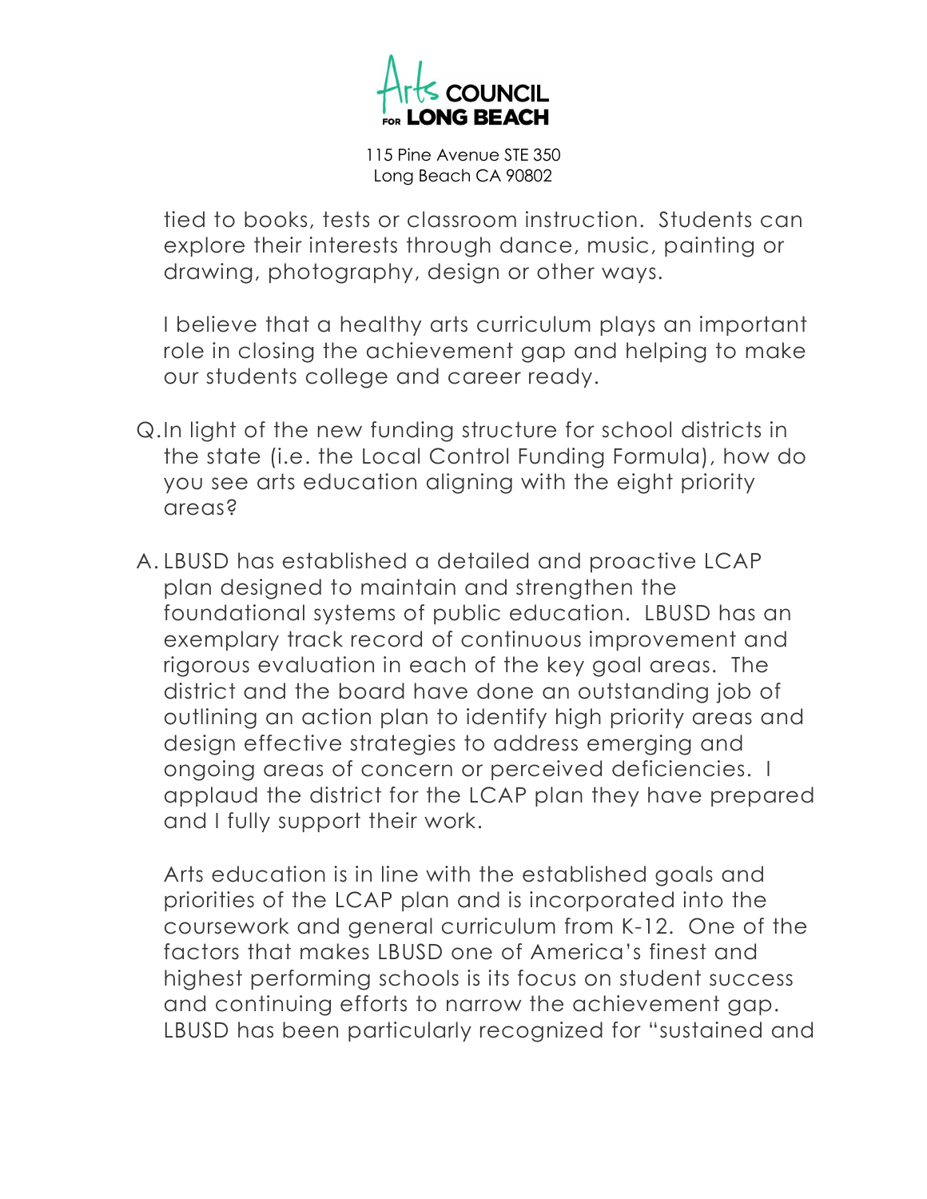tied to books, tests or classroom instruction. Students can explore their interests through dance, music, painting or drawing, photography, design or other ways.

I believe that a healthy arts curriculum plays an important role in closing the achievement gap and helping to make our students college and career ready.

Q. In light of the new funding structure for school districts in the state (i.e. the Local Control Funding Formula), how do you see arts education aligning with the eight priority areas?

A. LBUSD has established a detailed and proactive LCAP plan designed to maintain and strengthen the foundational systems of public education. LBUSD has an exemplary track record of continuous improvement and rigorous evaluation in each of the key goal areas. The district and the board have done an outstanding job of outlining an action plan to identify high priority areas and design effective strategies to address emerging and ongoing areas of concern or perceived deficiencies. I applaud the district for the LCAP plan they have prepared and I fully support their work.

Arts education is in line with the established goals and priorities of the LCAP plan and is incorporated into the coursework and general curriculum from K-12. One of the factors that makes LBUSD one of America's finest and highest performing schools is its focus on student success and continuing efforts to narrow the achievement gap. LBUSD has been particularly recognized for "sustained and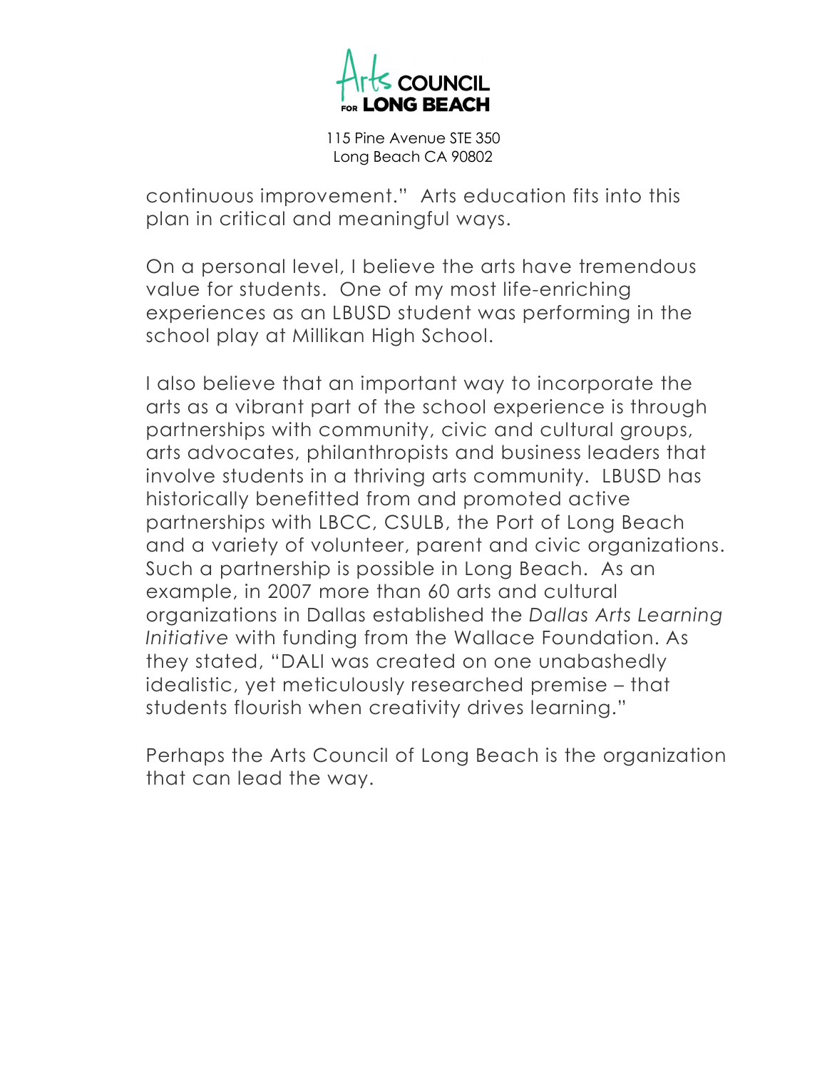continuous improvement." Arts education fits into this plan in critical and meaningful ways.

On a personal level, I believe the arts have tremendous value for students. One of my most life-enriching experiences as an LBUSD student was performing in the school play at Millikan High School.

I also believe that an important way to incorporate the arts as a vibrant part of the school experience is through partnerships with community, civic and cultural groups, arts advocates, philanthropists and business leaders that involve students in a thriving arts community. LBUSD has historically benefitted from and promoted active partnerships with LBCC, CSULB, the Port of Long Beach and a variety of volunteer, parent and civic organizations. Such a partnership is possible in Long Beach. As an example, in 2007 more than 60 arts and cultural organizations in Dallas established the *Dallas Arts Learning Initiative* with funding from the Wallace Foundation. As they stated, "DALI was created on one unabashedly idealistic, yet meticulously researched premise – that students flourish when creativity drives learning."

Perhaps the Arts Council of Long Beach is the organization that can lead the way.